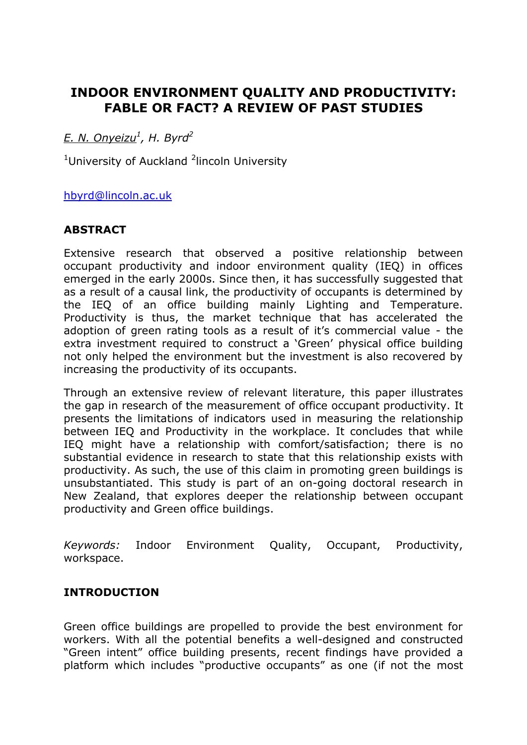# INDOOR ENVIRONMENT QUALITY AND PRODUCTIVITY: FABLE OR FACT? A REVIEW OF PAST STUDIES

E. N. Onyeizu[1], H. Byrd[2]

[1]University of Auckland [2]lincoln University

hbyrd@lincoln.ac.uk

## ABSTRACT

Extensive research that observed a positive relationship between occupant productivity and indoor environment quality (IEQ) in offices emerged in the early 2000s. Since then, it has successfully suggested that as a result of a causal link, the productivity of occupants is determined by the IEQ of an office building mainly Lighting and Temperature. Productivity is thus, the market technique that has accelerated the adoption of green rating tools as a result of it's commercial value - the extra investment required to construct a 'Green' physical office building not only helped the environment but the investment is also recovered by increasing the productivity of its occupants.

Through an extensive review of relevant literature, this paper illustrates the gap in research of the measurement of office occupant productivity. It presents the limitations of indicators used in measuring the relationship between IEQ and Productivity in the workplace. It concludes that while IEQ might have a relationship with comfort/satisfaction; there is no substantial evidence in research to state that this relationship exists with productivity. As such, the use of this claim in promoting green buildings is unsubstantiated. This study is part of an on-going doctoral research in New Zealand, that explores deeper the relationship between occupant productivity and Green office buildings.

*Keywords:* Indoor Environment Quality, Occupant, Productivity, workspace.

## INTRODUCTION

Green office buildings are propelled to provide the best environment for workers. With all the potential benefits a well-designed and constructed "Green intent" office building presents, recent findings have provided a platform which includes "productive occupants" as one (if not the most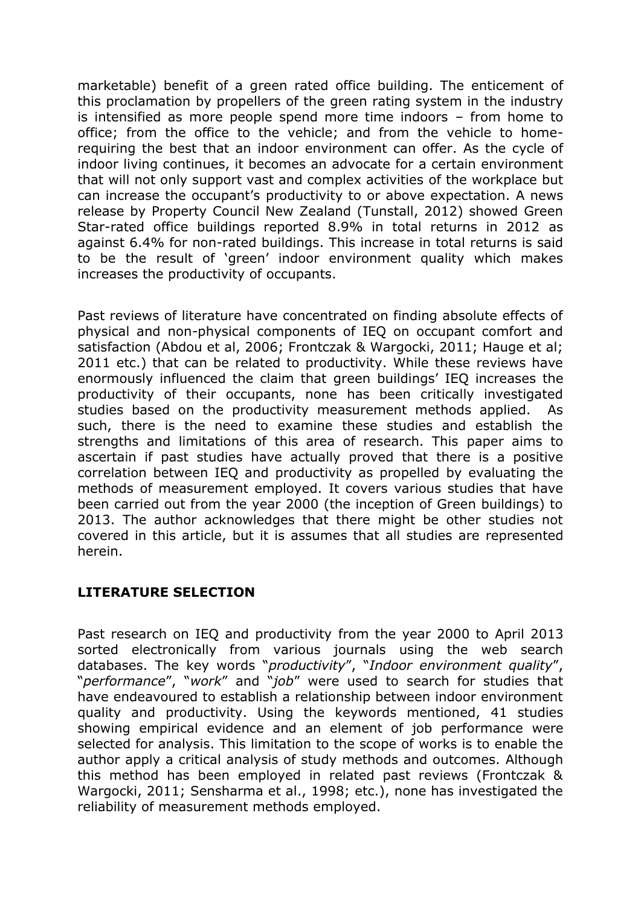marketable) benefit of a green rated office building. The enticement of this proclamation by propellers of the green rating system in the industry is intensified as more people spend more time indoors – from home to office; from the office to the vehicle; and from the vehicle to home- requiring the best that an indoor environment can offer. As the cycle of indoor living continues, it becomes an advocate for a certain environment that will not only support vast and complex activities of the workplace but can increase the occupant's productivity to or above expectation. A news release by Property Council New Zealand (Tunstall, 2012) showed Green Star-rated office buildings reported 8.9% in total returns in 2012 as against 6.4% for non-rated buildings. This increase in total returns is said to be the result of 'green' indoor environment quality which makes increases the productivity of occupants.

Past reviews of literature have concentrated on finding absolute effects of physical and non-physical components of IEQ on occupant comfort and satisfaction (Abdou et al, 2006; Frontczak & Wargocki, 2011; Hauge et al; 2011 etc.) that can be related to productivity. While these reviews have enormously influenced the claim that green buildings' IEQ increases the productivity of their occupants, none has been critically investigated studies based on the productivity measurement methods applied. As such, there is the need to examine these studies and establish the strengths and limitations of this area of research. This paper aims to ascertain if past studies have actually proved that there is a positive correlation between IEQ and productivity as propelled by evaluating the methods of measurement employed. It covers various studies that have been carried out from the year 2000 (the inception of Green buildings) to 2013. The author acknowledges that there might be other studies not covered in this article, but it is assumes that all studies are represented herein.

## LITERATURE SELECTION

Past research on IEQ and productivity from the year 2000 to April 2013 sorted electronically from various journals using the web search databases. The key words "*productivity*", "*Indoor environment quality*", "*performance*", "*work*" and "*job*" were used to search for studies that have endeavoured to establish a relationship between indoor environment quality and productivity. Using the keywords mentioned, 41 studies showing empirical evidence and an element of job performance were selected for analysis. This limitation to the scope of works is to enable the author apply a critical analysis of study methods and outcomes. Although this method has been employed in related past reviews (Frontczak & Wargocki, 2011; Sensharma et al., 1998; etc.), none has investigated the reliability of measurement methods employed.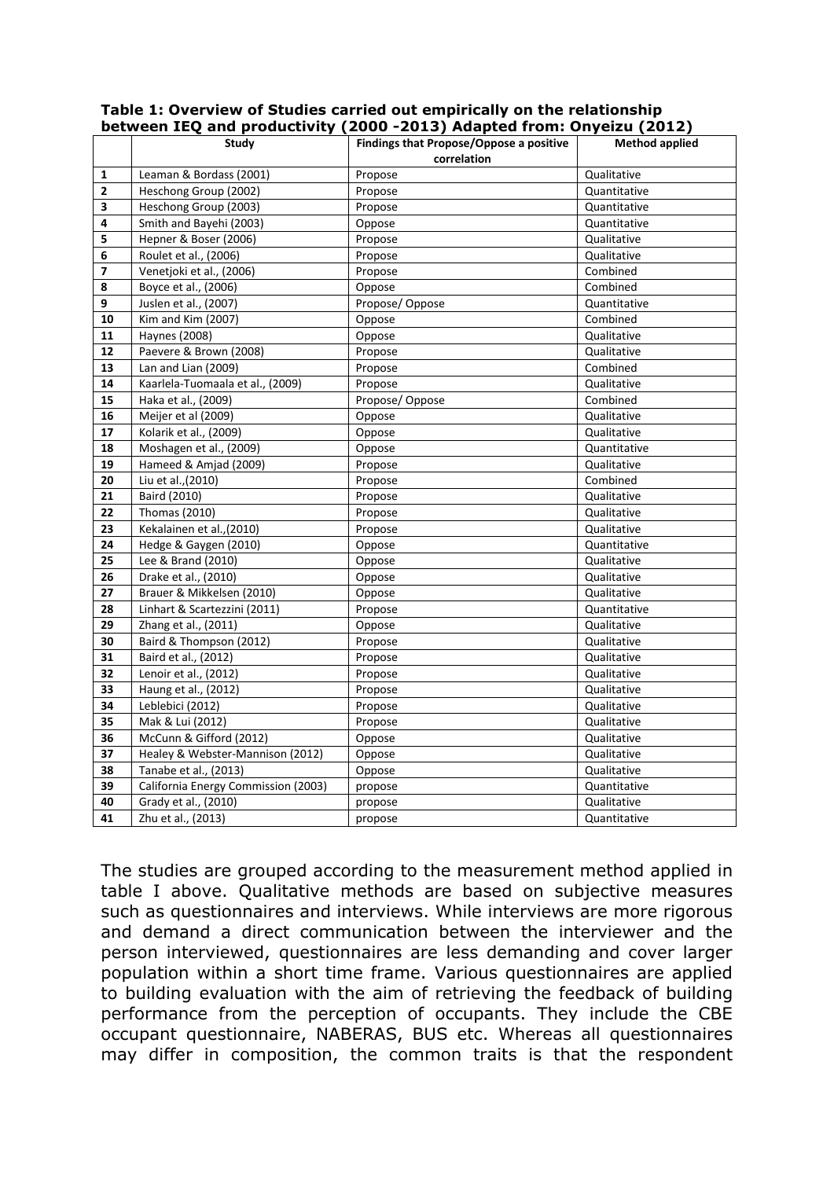**Table 1: Overview of Studies carried out empirically on the relationship between IEQ and productivity (2000 -2013) Adapted from: Onyeizu (2012)**

| | Study | Findings that Propose/Oppose a positive correlation | Method applied |
|---|---|---|---|
| 1 | Leaman & Bordass (2001) | Propose | Qualitative |
| 2 | Heschong Group (2002) | Propose | Quantitative |
| 3 | Heschong Group (2003) | Propose | Quantitative |
| 4 | Smith and Bayehi (2003) | Oppose | Quantitative |
| 5 | Hepner & Boser (2006) | Propose | Qualitative |
| 6 | Roulet et al., (2006) | Propose | Qualitative |
| 7 | Venetjoki et al., (2006) | Propose | Combined |
| 8 | Boyce et al., (2006) | Oppose | Combined |
| 9 | Juslen et al., (2007) | Propose/ Oppose | Quantitative |
| 10 | Kim and Kim (2007) | Oppose | Combined |
| 11 | Haynes (2008) | Oppose | Qualitative |
| 12 | Paevere & Brown (2008) | Propose | Qualitative |
| 13 | Lan and Lian (2009) | Propose | Combined |
| 14 | Kaarlela-Tuomaala et al., (2009) | Propose | Qualitative |
| 15 | Haka et al., (2009) | Propose/ Oppose | Combined |
| 16 | Meijer et al (2009) | Oppose | Qualitative |
| 17 | Kolarik et al., (2009) | Oppose | Qualitative |
| 18 | Moshagen et al., (2009) | Oppose | Quantitative |
| 19 | Hameed & Amjad (2009) | Propose | Qualitative |
| 20 | Liu et al.,(2010) | Propose | Combined |
| 21 | Baird (2010) | Propose | Qualitative |
| 22 | Thomas (2010) | Propose | Qualitative |
| 23 | Kekalainen et al.,(2010) | Propose | Qualitative |
| 24 | Hedge & Gaygen (2010) | Oppose | Quantitative |
| 25 | Lee & Brand (2010) | Oppose | Qualitative |
| 26 | Drake et al., (2010) | Oppose | Qualitative |
| 27 | Brauer & Mikkelsen (2010) | Oppose | Qualitative |
| 28 | Linhart & Scartezzini (2011) | Propose | Quantitative |
| 29 | Zhang et al., (2011) | Oppose | Qualitative |
| 30 | Baird & Thompson (2012) | Propose | Qualitative |
| 31 | Baird et al., (2012) | Propose | Qualitative |
| 32 | Lenoir et al., (2012) | Propose | Qualitative |
| 33 | Haung et al., (2012) | Propose | Qualitative |
| 34 | Leblebici (2012) | Propose | Qualitative |
| 35 | Mak & Lui (2012) | Propose | Qualitative |
| 36 | McCunn & Gifford (2012) | Oppose | Qualitative |
| 37 | Healey & Webster-Mannison (2012) | Oppose | Qualitative |
| 38 | Tanabe et al., (2013) | Oppose | Qualitative |
| 39 | California Energy Commission (2003) | propose | Quantitative |
| 40 | Grady et al., (2010) | propose | Qualitative |
| 41 | Zhu et al., (2013) | propose | Quantitative |

The studies are grouped according to the measurement method applied in table I above. Qualitative methods are based on subjective measures such as questionnaires and interviews. While interviews are more rigorous and demand a direct communication between the interviewer and the person interviewed, questionnaires are less demanding and cover larger population within a short time frame. Various questionnaires are applied to building evaluation with the aim of retrieving the feedback of building performance from the perception of occupants. They include the CBE occupant questionnaire, NABERAS, BUS etc. Whereas all questionnaires may differ in composition, the common traits is that the respondent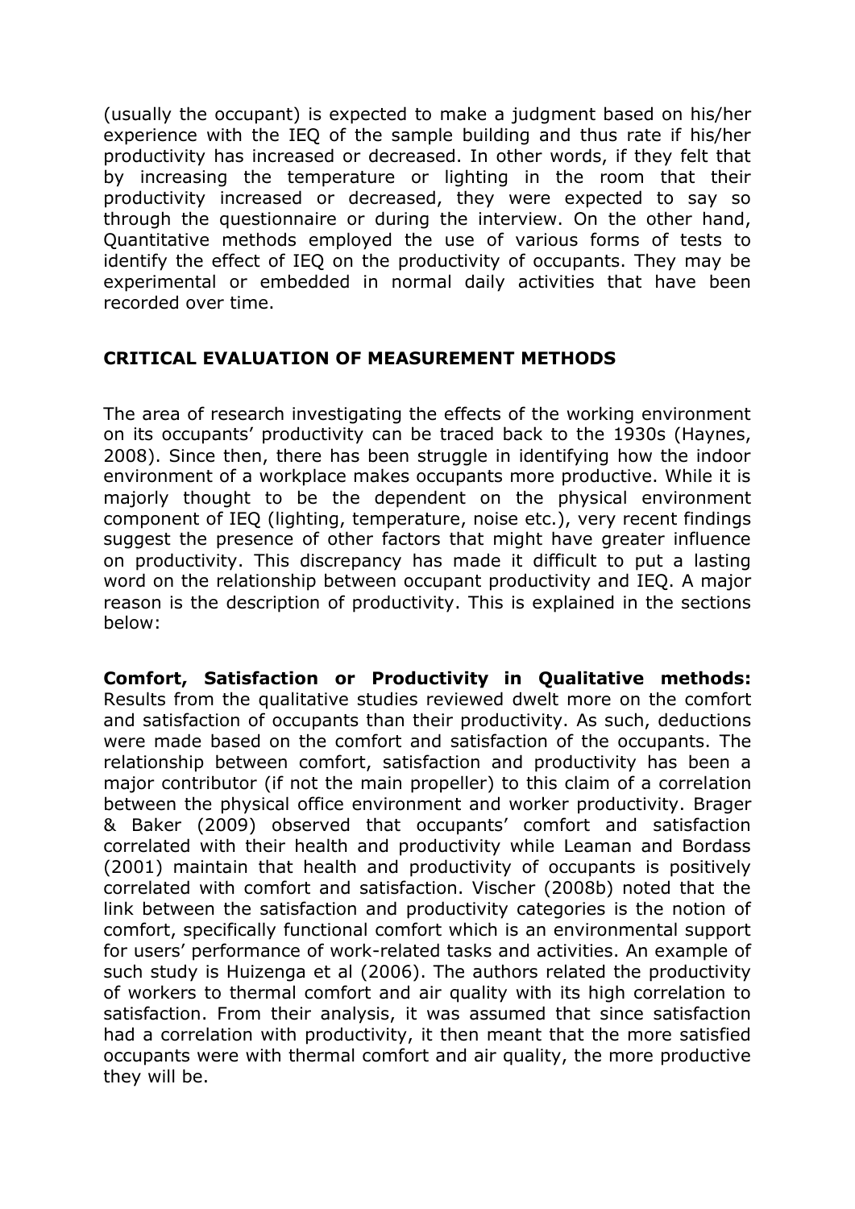(usually the occupant) is expected to make a judgment based on his/her experience with the IEQ of the sample building and thus rate if his/her productivity has increased or decreased. In other words, if they felt that by increasing the temperature or lighting in the room that their productivity increased or decreased, they were expected to say so through the questionnaire or during the interview. On the other hand, Quantitative methods employed the use of various forms of tests to identify the effect of IEQ on the productivity of occupants. They may be experimental or embedded in normal daily activities that have been recorded over time.

## CRITICAL EVALUATION OF MEASUREMENT METHODS

The area of research investigating the effects of the working environment on its occupants' productivity can be traced back to the 1930s (Haynes, 2008). Since then, there has been struggle in identifying how the indoor environment of a workplace makes occupants more productive. While it is majorly thought to be the dependent on the physical environment component of IEQ (lighting, temperature, noise etc.), very recent findings suggest the presence of other factors that might have greater influence on productivity. This discrepancy has made it difficult to put a lasting word on the relationship between occupant productivity and IEQ. A major reason is the description of productivity. This is explained in the sections below:

**Comfort, Satisfaction or Productivity in Qualitative methods:** Results from the qualitative studies reviewed dwelt more on the comfort and satisfaction of occupants than their productivity. As such, deductions were made based on the comfort and satisfaction of the occupants. The relationship between comfort, satisfaction and productivity has been a major contributor (if not the main propeller) to this claim of a correlation between the physical office environment and worker productivity. Brager & Baker (2009) observed that occupants' comfort and satisfaction correlated with their health and productivity while Leaman and Bordass (2001) maintain that health and productivity of occupants is positively correlated with comfort and satisfaction. Vischer (2008b) noted that the link between the satisfaction and productivity categories is the notion of comfort, specifically functional comfort which is an environmental support for users' performance of work-related tasks and activities. An example of such study is Huizenga et al (2006). The authors related the productivity of workers to thermal comfort and air quality with its high correlation to satisfaction. From their analysis, it was assumed that since satisfaction had a correlation with productivity, it then meant that the more satisfied occupants were with thermal comfort and air quality, the more productive they will be.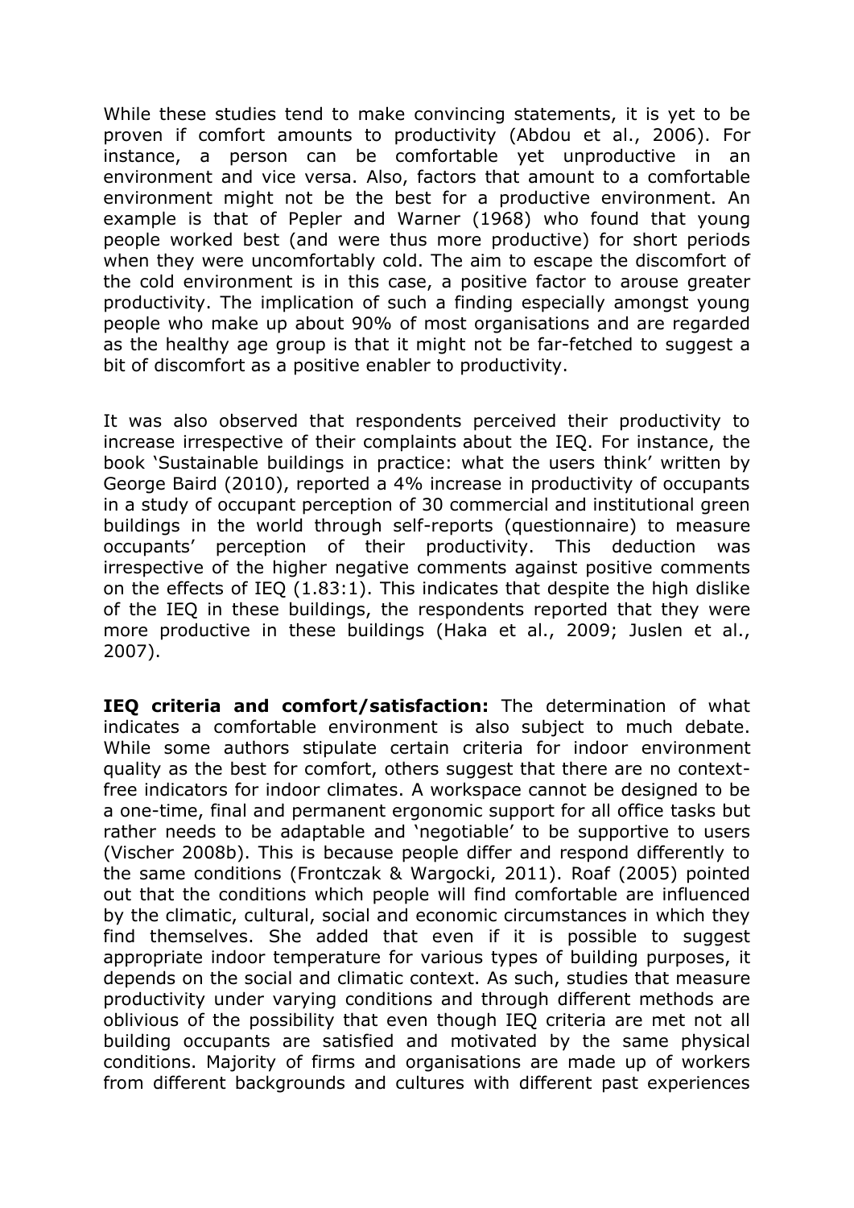While these studies tend to make convincing statements, it is yet to be proven if comfort amounts to productivity (Abdou et al., 2006). For instance, a person can be comfortable yet unproductive in an environment and vice versa. Also, factors that amount to a comfortable environment might not be the best for a productive environment. An example is that of Pepler and Warner (1968) who found that young people worked best (and were thus more productive) for short periods when they were uncomfortably cold. The aim to escape the discomfort of the cold environment is in this case, a positive factor to arouse greater productivity. The implication of such a finding especially amongst young people who make up about 90% of most organisations and are regarded as the healthy age group is that it might not be far-fetched to suggest a bit of discomfort as a positive enabler to productivity.

It was also observed that respondents perceived their productivity to increase irrespective of their complaints about the IEQ. For instance, the book 'Sustainable buildings in practice: what the users think' written by George Baird (2010), reported a 4% increase in productivity of occupants in a study of occupant perception of 30 commercial and institutional green buildings in the world through self-reports (questionnaire) to measure occupants' perception of their productivity. This deduction was irrespective of the higher negative comments against positive comments on the effects of IEQ (1.83:1). This indicates that despite the high dislike of the IEQ in these buildings, the respondents reported that they were more productive in these buildings (Haka et al., 2009; Juslen et al., 2007).

**IEQ criteria and comfort/satisfaction:** The determination of what indicates a comfortable environment is also subject to much debate. While some authors stipulate certain criteria for indoor environment quality as the best for comfort, others suggest that there are no context-free indicators for indoor climates. A workspace cannot be designed to be a one-time, final and permanent ergonomic support for all office tasks but rather needs to be adaptable and 'negotiable' to be supportive to users (Vischer 2008b). This is because people differ and respond differently to the same conditions (Frontczak & Wargocki, 2011). Roaf (2005) pointed out that the conditions which people will find comfortable are influenced by the climatic, cultural, social and economic circumstances in which they find themselves. She added that even if it is possible to suggest appropriate indoor temperature for various types of building purposes, it depends on the social and climatic context. As such, studies that measure productivity under varying conditions and through different methods are oblivious of the possibility that even though IEQ criteria are met not all building occupants are satisfied and motivated by the same physical conditions. Majority of firms and organisations are made up of workers from different backgrounds and cultures with different past experiences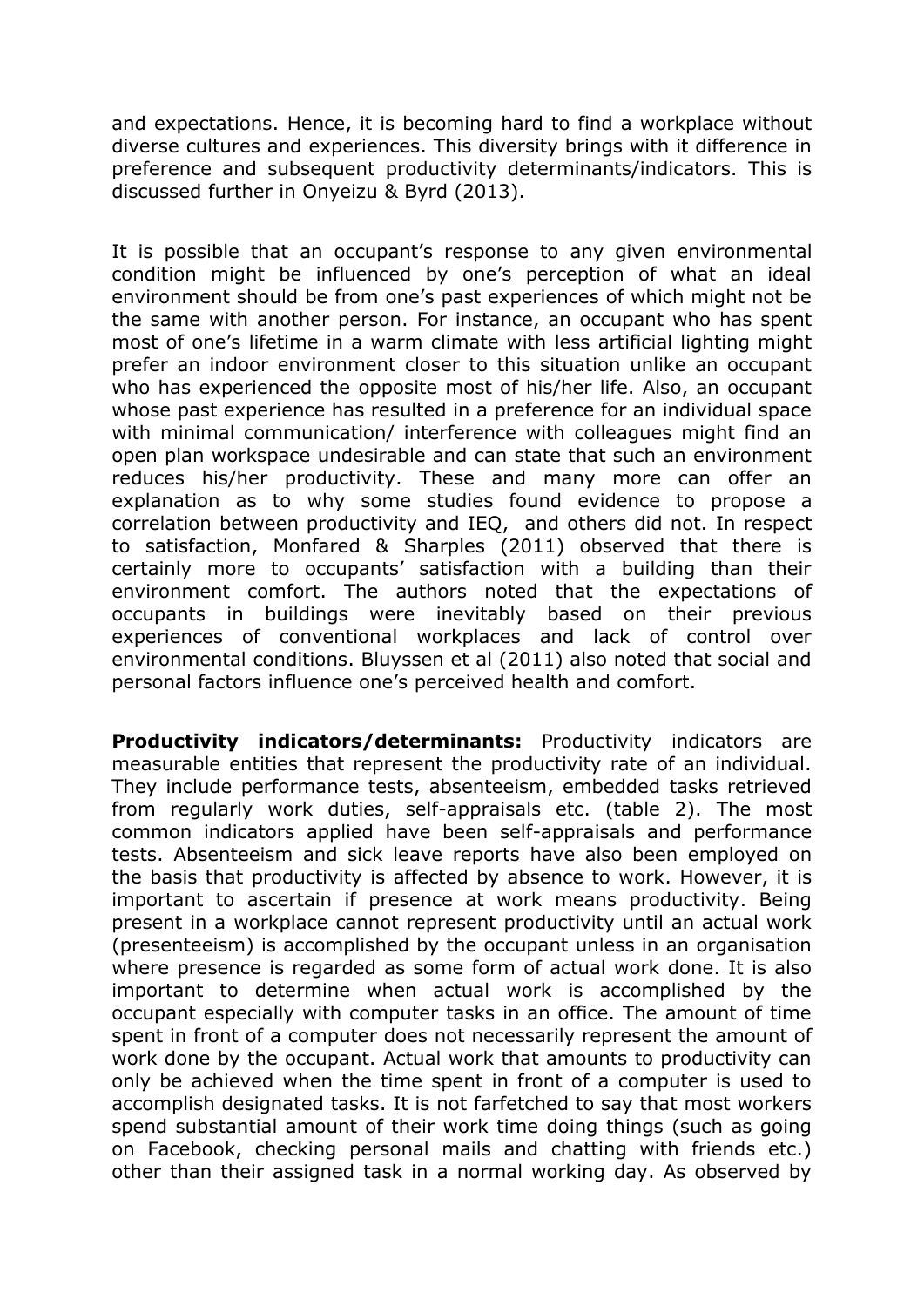and expectations. Hence, it is becoming hard to find a workplace without diverse cultures and experiences. This diversity brings with it difference in preference and subsequent productivity determinants/indicators. This is discussed further in Onyeizu & Byrd (2013).

It is possible that an occupant's response to any given environmental condition might be influenced by one's perception of what an ideal environment should be from one's past experiences of which might not be the same with another person. For instance, an occupant who has spent most of one's lifetime in a warm climate with less artificial lighting might prefer an indoor environment closer to this situation unlike an occupant who has experienced the opposite most of his/her life. Also, an occupant whose past experience has resulted in a preference for an individual space with minimal communication/ interference with colleagues might find an open plan workspace undesirable and can state that such an environment reduces his/her productivity. These and many more can offer an explanation as to why some studies found evidence to propose a correlation between productivity and IEQ, and others did not. In respect to satisfaction, Monfared & Sharples (2011) observed that there is certainly more to occupants' satisfaction with a building than their environment comfort. The authors noted that the expectations of occupants in buildings were inevitably based on their previous experiences of conventional workplaces and lack of control over environmental conditions. Bluyssen et al (2011) also noted that social and personal factors influence one's perceived health and comfort.

**Productivity indicators/determinants:** Productivity indicators are measurable entities that represent the productivity rate of an individual. They include performance tests, absenteeism, embedded tasks retrieved from regularly work duties, self-appraisals etc. (table 2). The most common indicators applied have been self-appraisals and performance tests. Absenteeism and sick leave reports have also been employed on the basis that productivity is affected by absence to work. However, it is important to ascertain if presence at work means productivity. Being present in a workplace cannot represent productivity until an actual work (presenteeism) is accomplished by the occupant unless in an organisation where presence is regarded as some form of actual work done. It is also important to determine when actual work is accomplished by the occupant especially with computer tasks in an office. The amount of time spent in front of a computer does not necessarily represent the amount of work done by the occupant. Actual work that amounts to productivity can only be achieved when the time spent in front of a computer is used to accomplish designated tasks. It is not farfetched to say that most workers spend substantial amount of their work time doing things (such as going on Facebook, checking personal mails and chatting with friends etc.) other than their assigned task in a normal working day. As observed by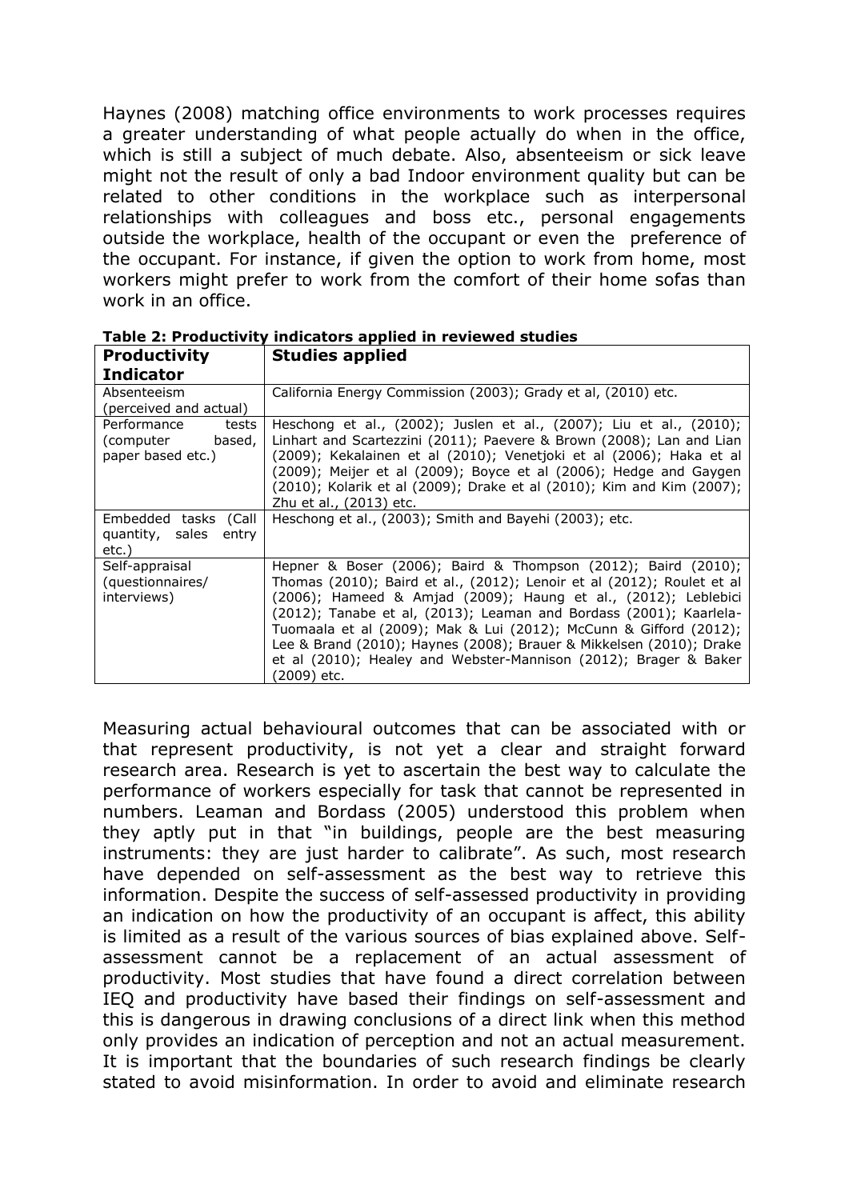Haynes (2008) matching office environments to work processes requires a greater understanding of what people actually do when in the office, which is still a subject of much debate. Also, absenteeism or sick leave might not the result of only a bad Indoor environment quality but can be related to other conditions in the workplace such as interpersonal relationships with colleagues and boss etc., personal engagements outside the workplace, health of the occupant or even the preference of the occupant. For instance, if given the option to work from home, most workers might prefer to work from the comfort of their home sofas than work in an office.

**Table 2: Productivity indicators applied in reviewed studies**

| Productivity Indicator | Studies applied |
|---|---|
| Absenteeism (perceived and actual) | California Energy Commission (2003); Grady et al, (2010) etc. |
| Performance tests (computer based, paper based etc.) | Heschong et al., (2002); Juslen et al., (2007); Liu et al., (2010); Linhart and Scartezzini (2011); Paevere & Brown (2008); Lan and Lian (2009); Kekalainen et al (2010); Venetjoki et al (2006); Haka et al (2009); Meijer et al (2009); Boyce et al (2006); Hedge and Gaygen (2010); Kolarik et al (2009); Drake et al (2010); Kim and Kim (2007); Zhu et al., (2013) etc. |
| Embedded tasks (Call quantity, sales entry etc.) | Heschong et al., (2003); Smith and Bayehi (2003); etc. |
| Self-appraisal (questionnaires/ interviews) | Hepner & Boser (2006); Baird & Thompson (2012); Baird (2010); Thomas (2010); Baird et al., (2012); Lenoir et al (2012); Roulet et al (2006); Hameed & Amjad (2009); Haung et al., (2012); Leblebici (2012); Tanabe et al, (2013); Leaman and Bordass (2001); Kaarlela-Tuomaala et al (2009); Mak & Lui (2012); McCunn & Gifford (2012); Lee & Brand (2010); Haynes (2008); Brauer & Mikkelsen (2010); Drake et al (2010); Healey and Webster-Mannison (2012); Brager & Baker (2009) etc. |

Measuring actual behavioural outcomes that can be associated with or that represent productivity, is not yet a clear and straight forward research area. Research is yet to ascertain the best way to calculate the performance of workers especially for task that cannot be represented in numbers. Leaman and Bordass (2005) understood this problem when they aptly put in that "in buildings, people are the best measuring instruments: they are just harder to calibrate". As such, most research have depended on self-assessment as the best way to retrieve this information. Despite the success of self-assessed productivity in providing an indication on how the productivity of an occupant is affect, this ability is limited as a result of the various sources of bias explained above. Self-assessment cannot be a replacement of an actual assessment of productivity. Most studies that have found a direct correlation between IEQ and productivity have based their findings on self-assessment and this is dangerous in drawing conclusions of a direct link when this method only provides an indication of perception and not an actual measurement. It is important that the boundaries of such research findings be clearly stated to avoid misinformation. In order to avoid and eliminate research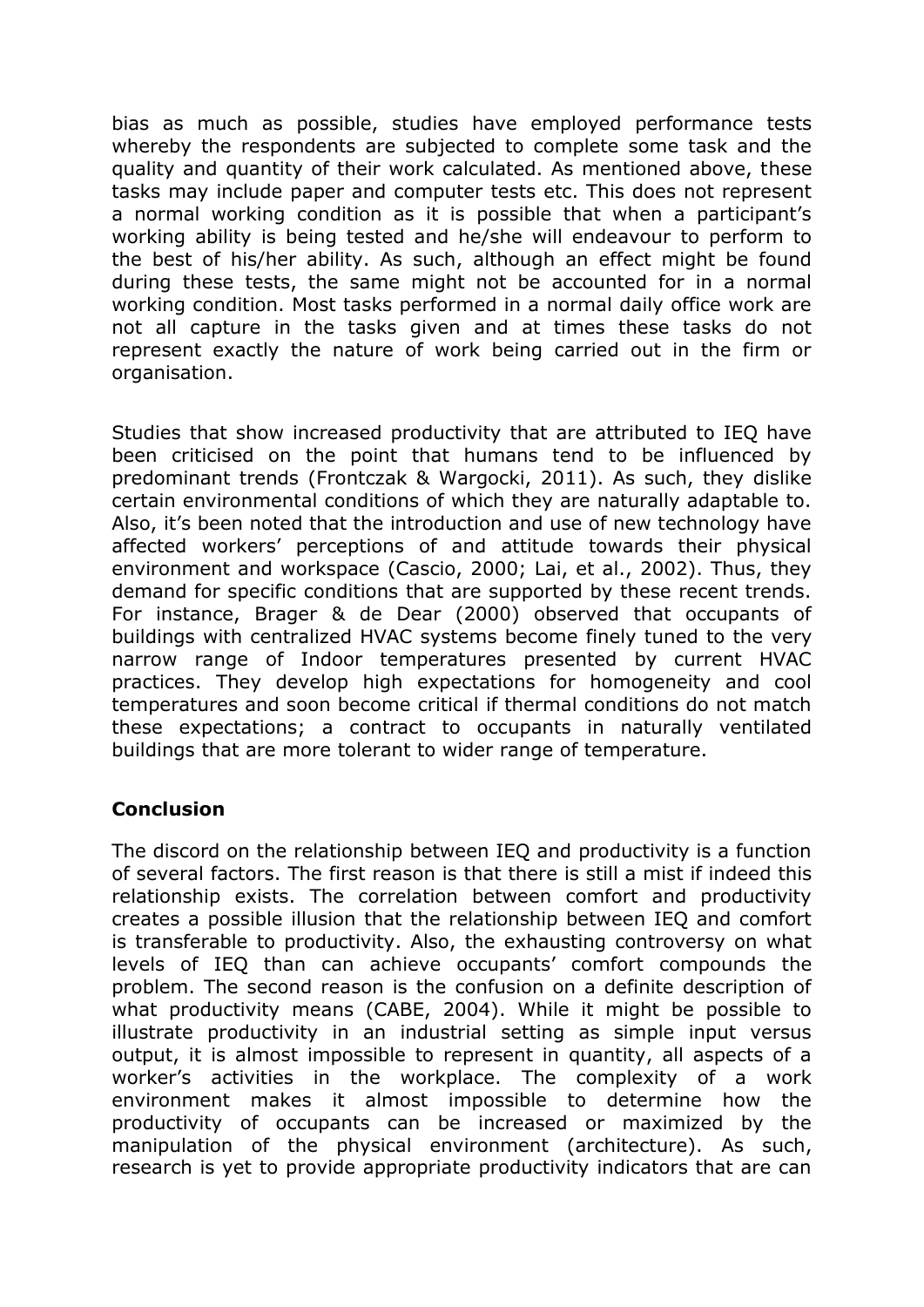bias as much as possible, studies have employed performance tests whereby the respondents are subjected to complete some task and the quality and quantity of their work calculated. As mentioned above, these tasks may include paper and computer tests etc. This does not represent a normal working condition as it is possible that when a participant's working ability is being tested and he/she will endeavour to perform to the best of his/her ability. As such, although an effect might be found during these tests, the same might not be accounted for in a normal working condition. Most tasks performed in a normal daily office work are not all capture in the tasks given and at times these tasks do not represent exactly the nature of work being carried out in the firm or organisation.

Studies that show increased productivity that are attributed to IEQ have been criticised on the point that humans tend to be influenced by predominant trends (Frontczak & Wargocki, 2011). As such, they dislike certain environmental conditions of which they are naturally adaptable to. Also, it's been noted that the introduction and use of new technology have affected workers' perceptions of and attitude towards their physical environment and workspace (Cascio, 2000; Lai, et al., 2002). Thus, they demand for specific conditions that are supported by these recent trends. For instance, Brager & de Dear (2000) observed that occupants of buildings with centralized HVAC systems become finely tuned to the very narrow range of Indoor temperatures presented by current HVAC practices. They develop high expectations for homogeneity and cool temperatures and soon become critical if thermal conditions do not match these expectations; a contract to occupants in naturally ventilated buildings that are more tolerant to wider range of temperature.

**Conclusion**

The discord on the relationship between IEQ and productivity is a function of several factors. The first reason is that there is still a mist if indeed this relationship exists. The correlation between comfort and productivity creates a possible illusion that the relationship between IEQ and comfort is transferable to productivity. Also, the exhausting controversy on what levels of IEQ than can achieve occupants' comfort compounds the problem. The second reason is the confusion on a definite description of what productivity means (CABE, 2004). While it might be possible to illustrate productivity in an industrial setting as simple input versus output, it is almost impossible to represent in quantity, all aspects of a worker's activities in the workplace. The complexity of a work environment makes it almost impossible to determine how the productivity of occupants can be increased or maximized by the manipulation of the physical environment (architecture). As such, research is yet to provide appropriate productivity indicators that are can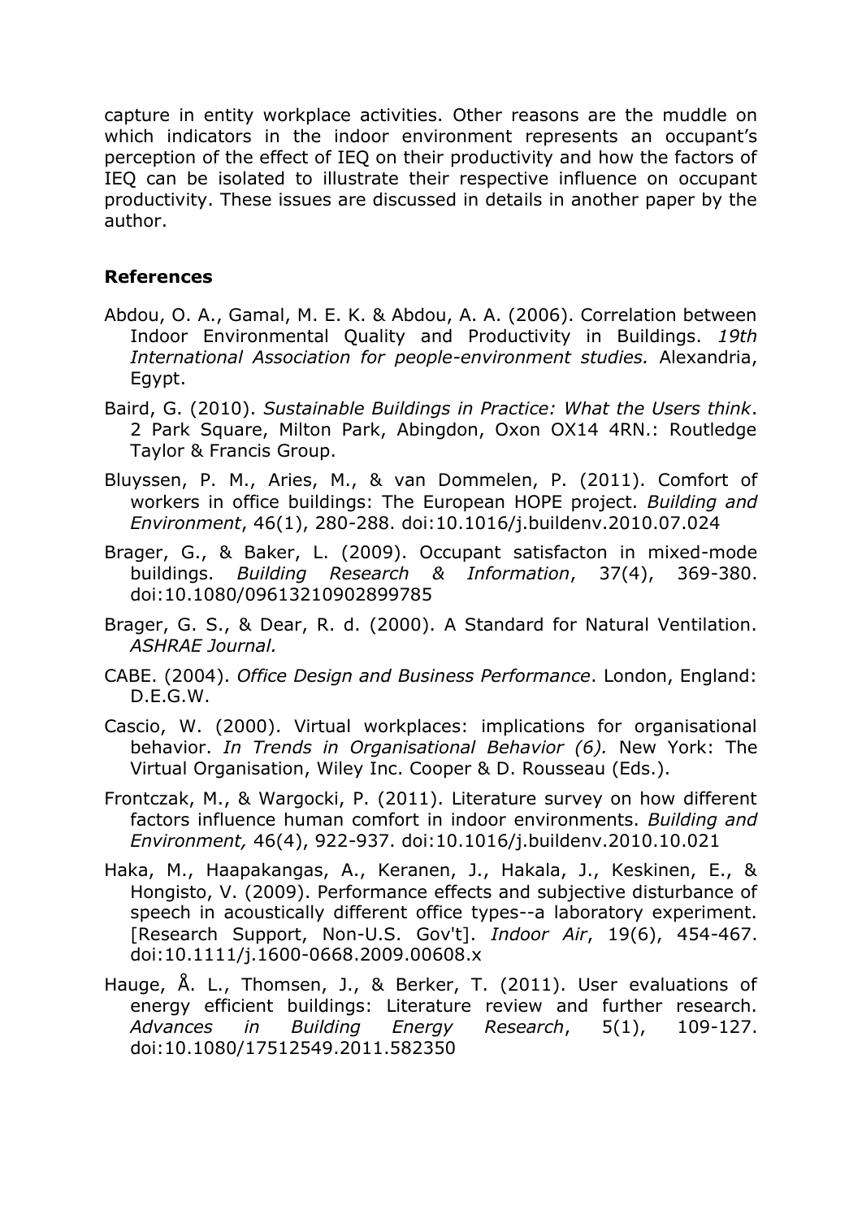capture in entity workplace activities. Other reasons are the muddle on which indicators in the indoor environment represents an occupant's perception of the effect of IEQ on their productivity and how the factors of IEQ can be isolated to illustrate their respective influence on occupant productivity. These issues are discussed in details in another paper by the author.

## References

Abdou, O. A., Gamal, M. E. K. & Abdou, A. A. (2006). Correlation between Indoor Environmental Quality and Productivity in Buildings. *19th International Association for people-environment studies.* Alexandria, Egypt.

Baird, G. (2010). *Sustainable Buildings in Practice: What the Users think*. 2 Park Square, Milton Park, Abingdon, Oxon OX14 4RN.: Routledge Taylor & Francis Group.

Bluyssen, P. M., Aries, M., & van Dommelen, P. (2011). Comfort of workers in office buildings: The European HOPE project. *Building and Environment*, 46(1), 280-288. doi:10.1016/j.buildenv.2010.07.024

Brager, G., & Baker, L. (2009). Occupant satisfacton in mixed-mode buildings. *Building Research & Information*, 37(4), 369-380. doi:10.1080/09613210902899785

Brager, G. S., & Dear, R. d. (2000). A Standard for Natural Ventilation. *ASHRAE Journal.*

CABE. (2004). *Office Design and Business Performance*. London, England: D.E.G.W.

Cascio, W. (2000). Virtual workplaces: implications for organisational behavior. *In Trends in Organisational Behavior (6).* New York: The Virtual Organisation, Wiley Inc. Cooper & D. Rousseau (Eds.).

Frontczak, M., & Wargocki, P. (2011). Literature survey on how different factors influence human comfort in indoor environments. *Building and Environment,* 46(4), 922-937. doi:10.1016/j.buildenv.2010.10.021

Haka, M., Haapakangas, A., Keranen, J., Hakala, J., Keskinen, E., & Hongisto, V. (2009). Performance effects and subjective disturbance of speech in acoustically different office types--a laboratory experiment. [Research Support, Non-U.S. Gov't]. *Indoor Air*, 19(6), 454-467. doi:10.1111/j.1600-0668.2009.00608.x

Hauge, Å. L., Thomsen, J., & Berker, T. (2011). User evaluations of energy efficient buildings: Literature review and further research. *Advances in Building Energy Research*, 5(1), 109-127. doi:10.1080/17512549.2011.582350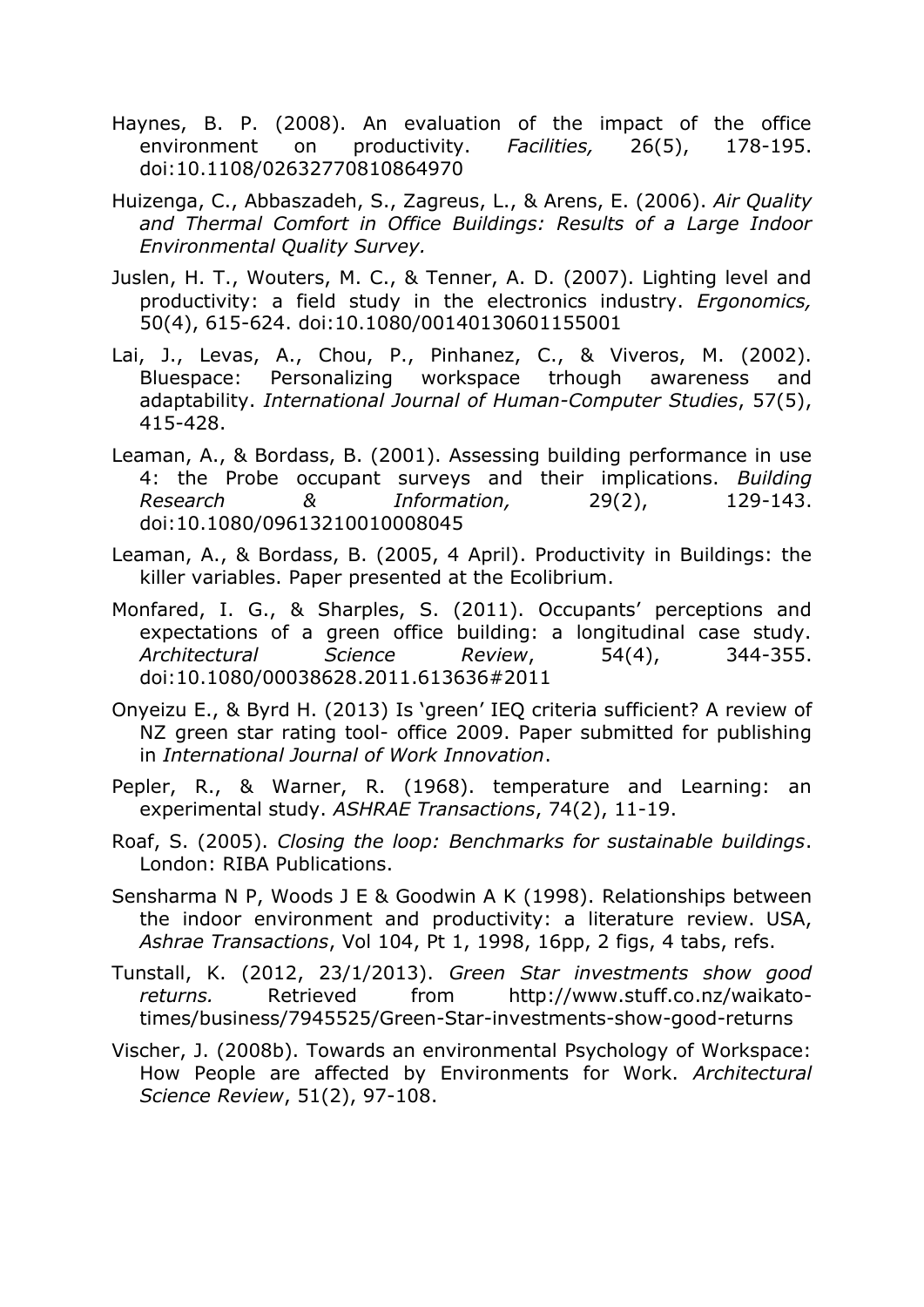Haynes, B. P. (2008). An evaluation of the impact of the office environment on productivity. *Facilities,* 26(5), 178-195. doi:10.1108/02632770810864970

Huizenga, C., Abbaszadeh, S., Zagreus, L., & Arens, E. (2006). *Air Quality and Thermal Comfort in Office Buildings: Results of a Large Indoor Environmental Quality Survey.*

Juslen, H. T., Wouters, M. C., & Tenner, A. D. (2007). Lighting level and productivity: a field study in the electronics industry. *Ergonomics,* 50(4), 615-624. doi:10.1080/00140130601155001

Lai, J., Levas, A., Chou, P., Pinhanez, C., & Viveros, M. (2002). Bluespace: Personalizing workspace trhough awareness and adaptability. *International Journal of Human-Computer Studies*, 57(5), 415-428.

Leaman, A., & Bordass, B. (2001). Assessing building performance in use 4: the Probe occupant surveys and their implications. *Building Research & Information,* 29(2), 129-143. doi:10.1080/09613210010008045

Leaman, A., & Bordass, B. (2005, 4 April). Productivity in Buildings: the killer variables. Paper presented at the Ecolibrium.

Monfared, I. G., & Sharples, S. (2011). Occupants' perceptions and expectations of a green office building: a longitudinal case study. *Architectural Science Review*, 54(4), 344-355. doi:10.1080/00038628.2011.613636#2011

Onyeizu E., & Byrd H. (2013) Is 'green' IEQ criteria sufficient? A review of NZ green star rating tool- office 2009. Paper submitted for publishing in *International Journal of Work Innovation*.

Pepler, R., & Warner, R. (1968). temperature and Learning: an experimental study. *ASHRAE Transactions*, 74(2), 11-19.

Roaf, S. (2005). *Closing the loop: Benchmarks for sustainable buildings*. London: RIBA Publications.

Sensharma N P, Woods J E & Goodwin A K (1998). Relationships between the indoor environment and productivity: a literature review. USA, *Ashrae Transactions*, Vol 104, Pt 1, 1998, 16pp, 2 figs, 4 tabs, refs.

Tunstall, K. (2012, 23/1/2013). *Green Star investments show good returns.* Retrieved from http://www.stuff.co.nz/waikato-times/business/7945525/Green-Star-investments-show-good-returns

Vischer, J. (2008b). Towards an environmental Psychology of Workspace: How People are affected by Environments for Work. *Architectural Science Review*, 51(2), 97-108.